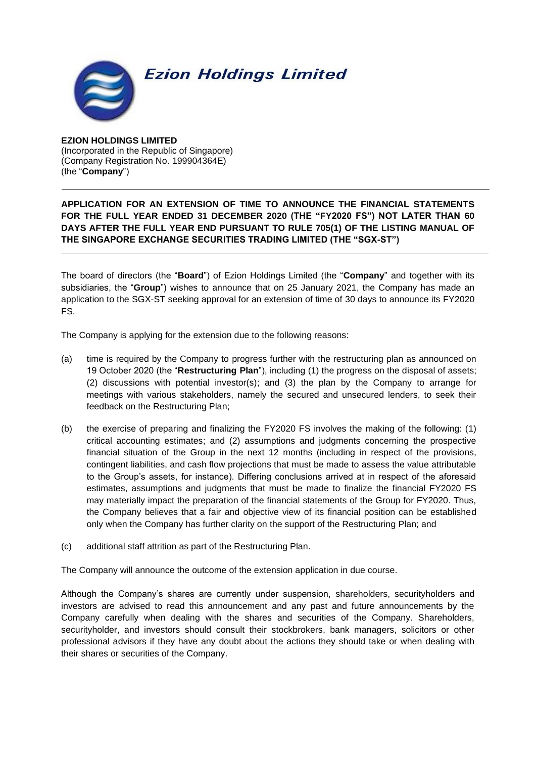Ezion Holdings Limited

**EZION HOLDINGS LIMITED**
(Incorporated in the Republic of Singapore)
(Company Registration No. 199904364E)
(the "**Company**")

---

**APPLICATION FOR AN EXTENSION OF TIME TO ANNOUNCE THE FINANCIAL STATEMENTS FOR THE FULL YEAR ENDED 31 DECEMBER 2020 (THE "FY2020 FS") NOT LATER THAN 60 DAYS AFTER THE FULL YEAR END PURSUANT TO RULE 705(1) OF THE LISTING MANUAL OF THE SINGAPORE EXCHANGE SECURITIES TRADING LIMITED (THE "SGX-ST")**

---

The board of directors (the "**Board**") of Ezion Holdings Limited (the "**Company**" and together with its subsidiaries, the "**Group**") wishes to announce that on 25 January 2021, the Company has made an application to the SGX-ST seeking approval for an extension of time of 30 days to announce its FY2020 FS.

The Company is applying for the extension due to the following reasons:

(a) time is required by the Company to progress further with the restructuring plan as announced on 19 October 2020 (the "**Restructuring Plan**"), including (1) the progress on the disposal of assets; (2) discussions with potential investor(s); and (3) the plan by the Company to arrange for meetings with various stakeholders, namely the secured and unsecured lenders, to seek their feedback on the Restructuring Plan;

(b) the exercise of preparing and finalizing the FY2020 FS involves the making of the following: (1) critical accounting estimates; and (2) assumptions and judgments concerning the prospective financial situation of the Group in the next 12 months (including in respect of the provisions, contingent liabilities, and cash flow projections that must be made to assess the value attributable to the Group's assets, for instance). Differing conclusions arrived at in respect of the aforesaid estimates, assumptions and judgments that must be made to finalize the financial FY2020 FS may materially impact the preparation of the financial statements of the Group for FY2020. Thus, the Company believes that a fair and objective view of its financial position can be established only when the Company has further clarity on the support of the Restructuring Plan; and

(c) additional staff attrition as part of the Restructuring Plan.

The Company will announce the outcome of the extension application in due course.

Although the Company's shares are currently under suspension, shareholders, securityholders and investors are advised to read this announcement and any past and future announcements by the Company carefully when dealing with the shares and securities of the Company. Shareholders, securityholder, and investors should consult their stockbrokers, bank managers, solicitors or other professional advisors if they have any doubt about the actions they should take or when dealing with their shares or securities of the Company.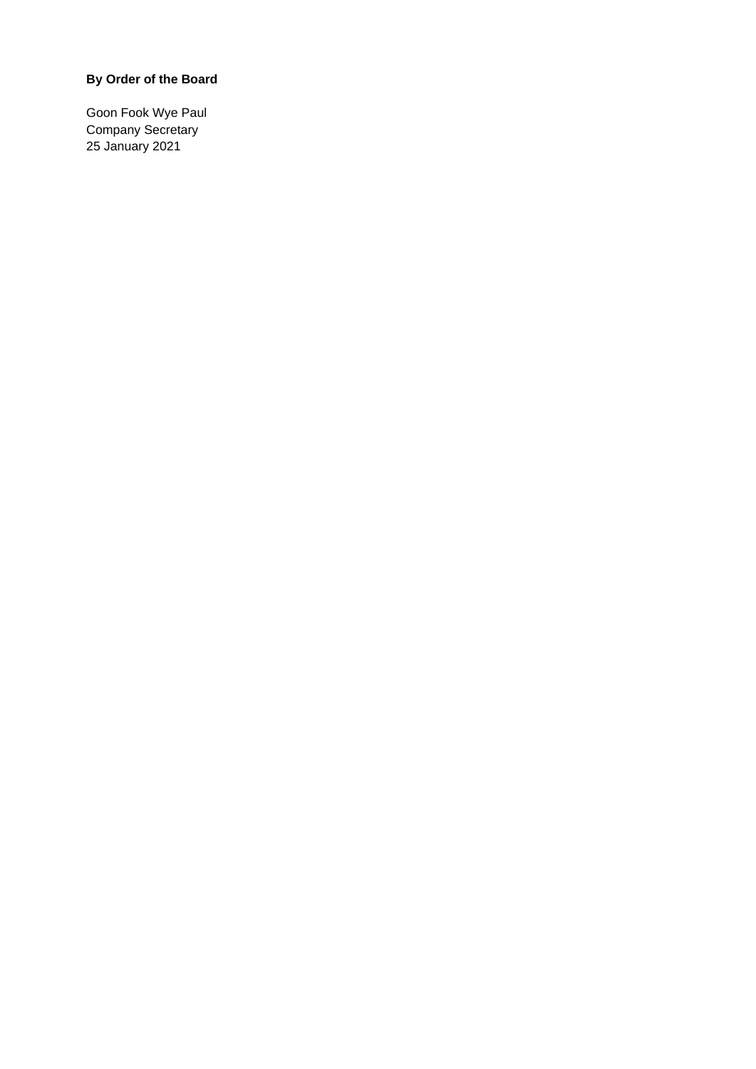**By Order of the Board**

Goon Fook Wye Paul
Company Secretary
25 January 2021